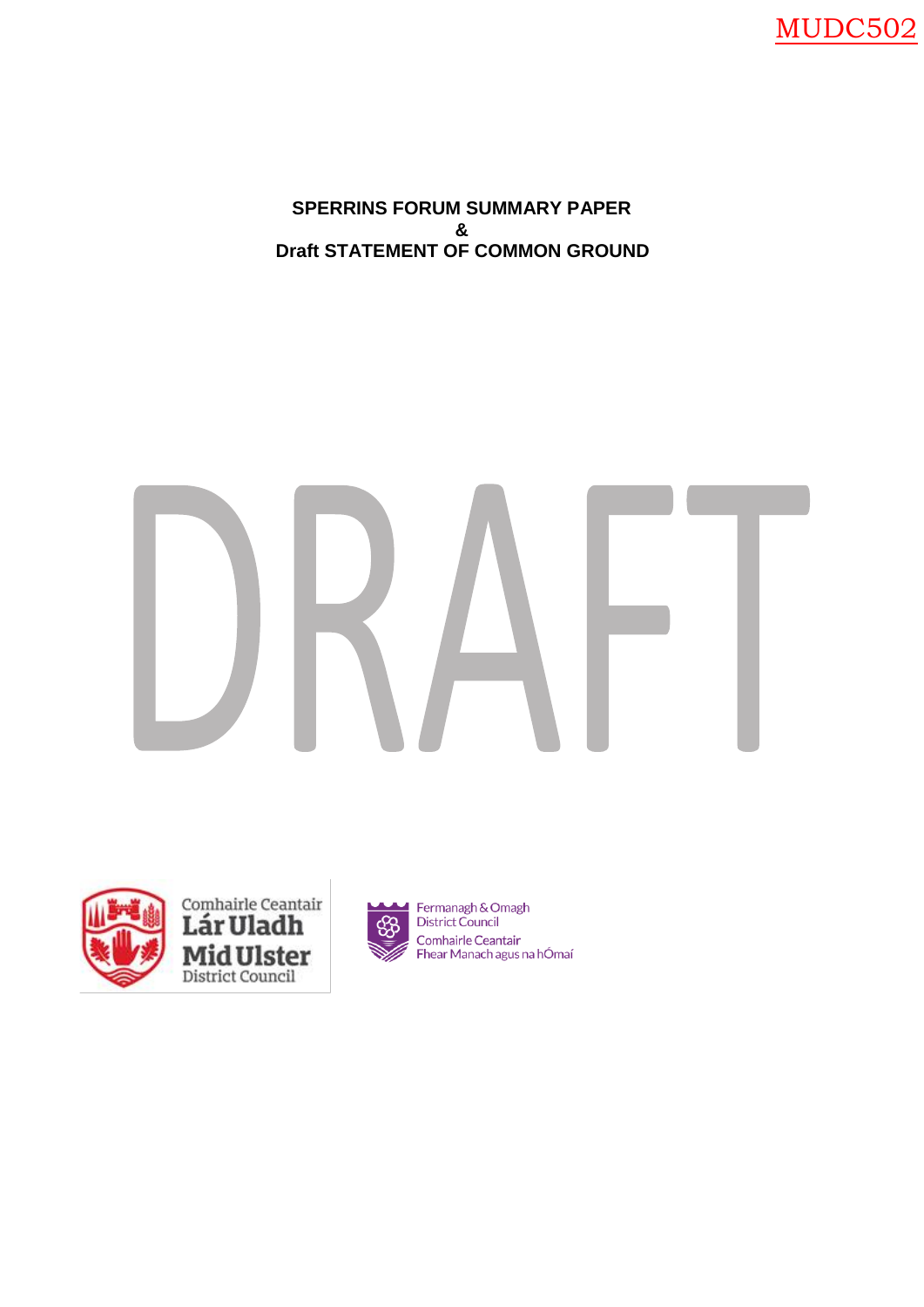MUDC502

# SPERRINS FORUM SUMMARY PAPER
# &
# Draft STATEMENT OF COMMON GROUND

DRAFT

Comhairle Ceantair Lár Uladh Mid Ulster District Council

Fermanagh & Omagh District Council Comhairle Ceantair Fhear Manach agus na hÓmaí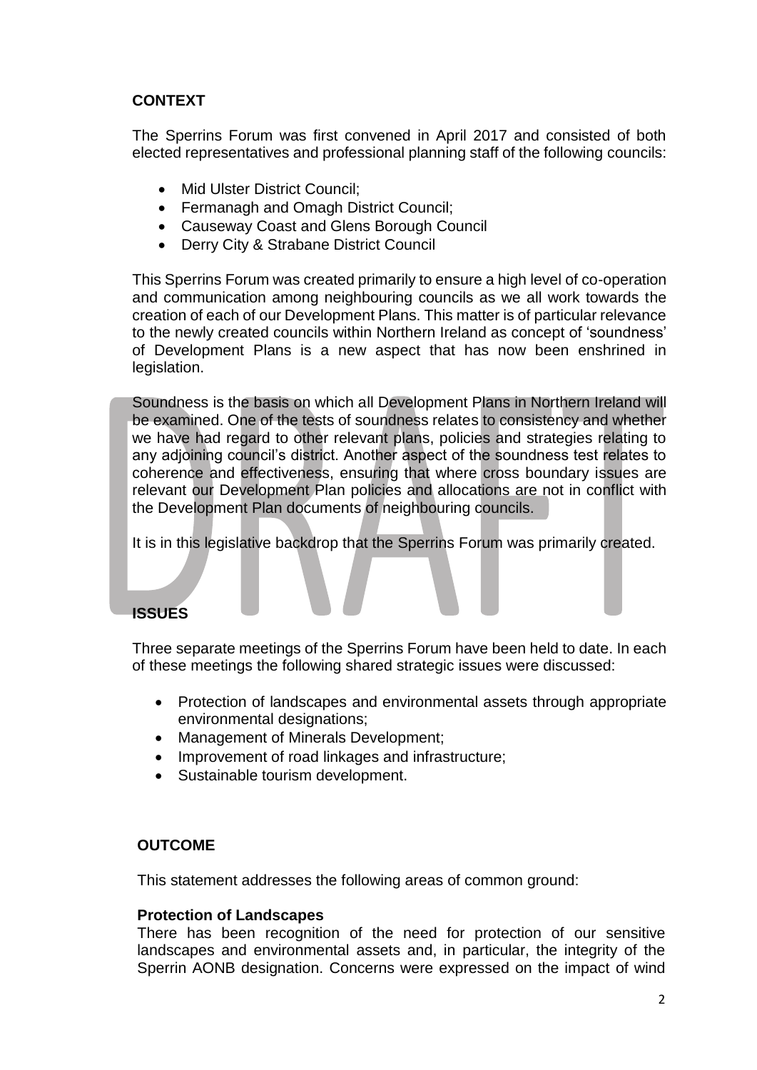## CONTEXT

The Sperrins Forum was first convened in April 2017 and consisted of both elected representatives and professional planning staff of the following councils:

- Mid Ulster District Council;
- Fermanagh and Omagh District Council;
- Causeway Coast and Glens Borough Council
- Derry City & Strabane District Council

This Sperrins Forum was created primarily to ensure a high level of co-operation and communication among neighbouring councils as we all work towards the creation of each of our Development Plans. This matter is of particular relevance to the newly created councils within Northern Ireland as concept of 'soundness' of Development Plans is a new aspect that has now been enshrined in legislation.

Soundness is the basis on which all Development Plans in Northern Ireland will be examined. One of the tests of soundness relates to consistency and whether we have had regard to other relevant plans, policies and strategies relating to any adjoining council's district. Another aspect of the soundness test relates to coherence and effectiveness, ensuring that where cross boundary issues are relevant our Development Plan policies and allocations are not in conflict with the Development Plan documents of neighbouring councils.

It is in this legislative backdrop that the Sperrins Forum was primarily created.

## ISSUES

Three separate meetings of the Sperrins Forum have been held to date. In each of these meetings the following shared strategic issues were discussed:

- Protection of landscapes and environmental assets through appropriate environmental designations;
- Management of Minerals Development;
- Improvement of road linkages and infrastructure;
- Sustainable tourism development.

## OUTCOME

This statement addresses the following areas of common ground:

**Protection of Landscapes**

There has been recognition of the need for protection of our sensitive landscapes and environmental assets and, in particular, the integrity of the Sperrin AONB designation. Concerns were expressed on the impact of wind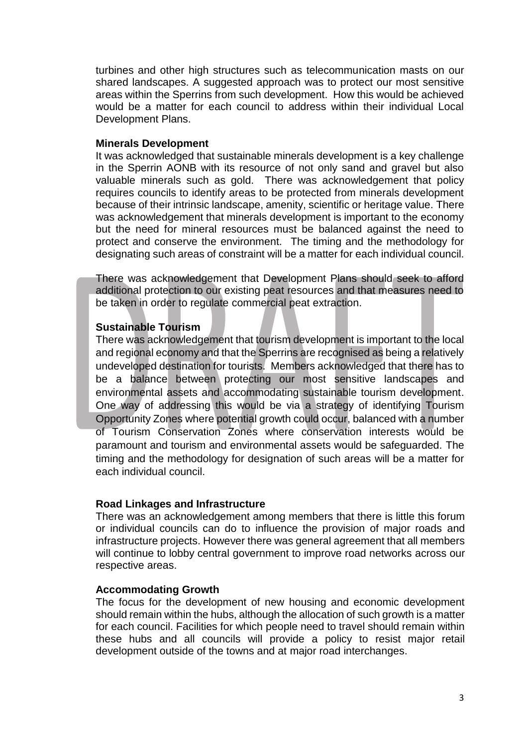turbines and other high structures such as telecommunication masts on our shared landscapes. A suggested approach was to protect our most sensitive areas within the Sperrins from such development. How this would be achieved would be a matter for each council to address within their individual Local Development Plans.

**Minerals Development**

It was acknowledged that sustainable minerals development is a key challenge in the Sperrin AONB with its resource of not only sand and gravel but also valuable minerals such as gold. There was acknowledgement that policy requires councils to identify areas to be protected from minerals development because of their intrinsic landscape, amenity, scientific or heritage value. There was acknowledgement that minerals development is important to the economy but the need for mineral resources must be balanced against the need to protect and conserve the environment. The timing and the methodology for designating such areas of constraint will be a matter for each individual council.

There was acknowledgement that Development Plans should seek to afford additional protection to our existing peat resources and that measures need to be taken in order to regulate commercial peat extraction.

**Sustainable Tourism**

There was acknowledgement that tourism development is important to the local and regional economy and that the Sperrins are recognised as being a relatively undeveloped destination for tourists. Members acknowledged that there has to be a balance between protecting our most sensitive landscapes and environmental assets and accommodating sustainable tourism development. One way of addressing this would be via a strategy of identifying Tourism Opportunity Zones where potential growth could occur, balanced with a number of Tourism Conservation Zones where conservation interests would be paramount and tourism and environmental assets would be safeguarded. The timing and the methodology for designation of such areas will be a matter for each individual council.

**Road Linkages and Infrastructure**

There was an acknowledgement among members that there is little this forum or individual councils can do to influence the provision of major roads and infrastructure projects. However there was general agreement that all members will continue to lobby central government to improve road networks across our respective areas.

**Accommodating Growth**

The focus for the development of new housing and economic development should remain within the hubs, although the allocation of such growth is a matter for each council. Facilities for which people need to travel should remain within these hubs and all councils will provide a policy to resist major retail development outside of the towns and at major road interchanges.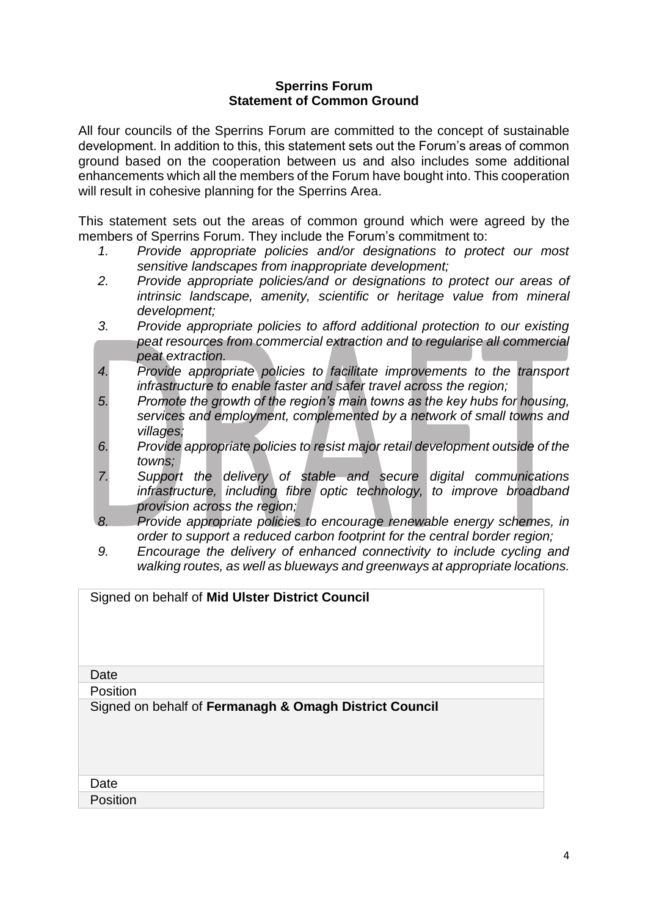**Sperrins Forum**
**Statement of Common Ground**

All four councils of the Sperrins Forum are committed to the concept of sustainable development. In addition to this, this statement sets out the Forum's areas of common ground based on the cooperation between us and also includes some additional enhancements which all the members of the Forum have bought into. This cooperation will result in cohesive planning for the Sperrins Area.

This statement sets out the areas of common ground which were agreed by the members of Sperrins Forum. They include the Forum's commitment to:

1. *Provide appropriate policies and/or designations to protect our most sensitive landscapes from inappropriate development;*
2. *Provide appropriate policies/and or designations to protect our areas of intrinsic landscape, amenity, scientific or heritage value from mineral development;*
3. *Provide appropriate policies to afford additional protection to our existing peat resources from commercial extraction and to regularise all commercial peat extraction.*
4. *Provide appropriate policies to facilitate improvements to the transport infrastructure to enable faster and safer travel across the region;*
5. *Promote the growth of the region's main towns as the key hubs for housing, services and employment, complemented by a network of small towns and villages;*
6. *Provide appropriate policies to resist major retail development outside of the towns;*
7. *Support the delivery of stable and secure digital communications infrastructure, including fibre optic technology, to improve broadband provision across the region;*
8. *Provide appropriate policies to encourage renewable energy schemes, in order to support a reduced carbon footprint for the central border region;*
9. *Encourage the delivery of enhanced connectivity to include cycling and walking routes, as well as blueways and greenways at appropriate locations.*

| Signed on behalf of **Mid Ulster District Council** |
|---|
| Date |
| Position |
| Signed on behalf of **Fermanagh & Omagh District Council** |
| Date |
| Position |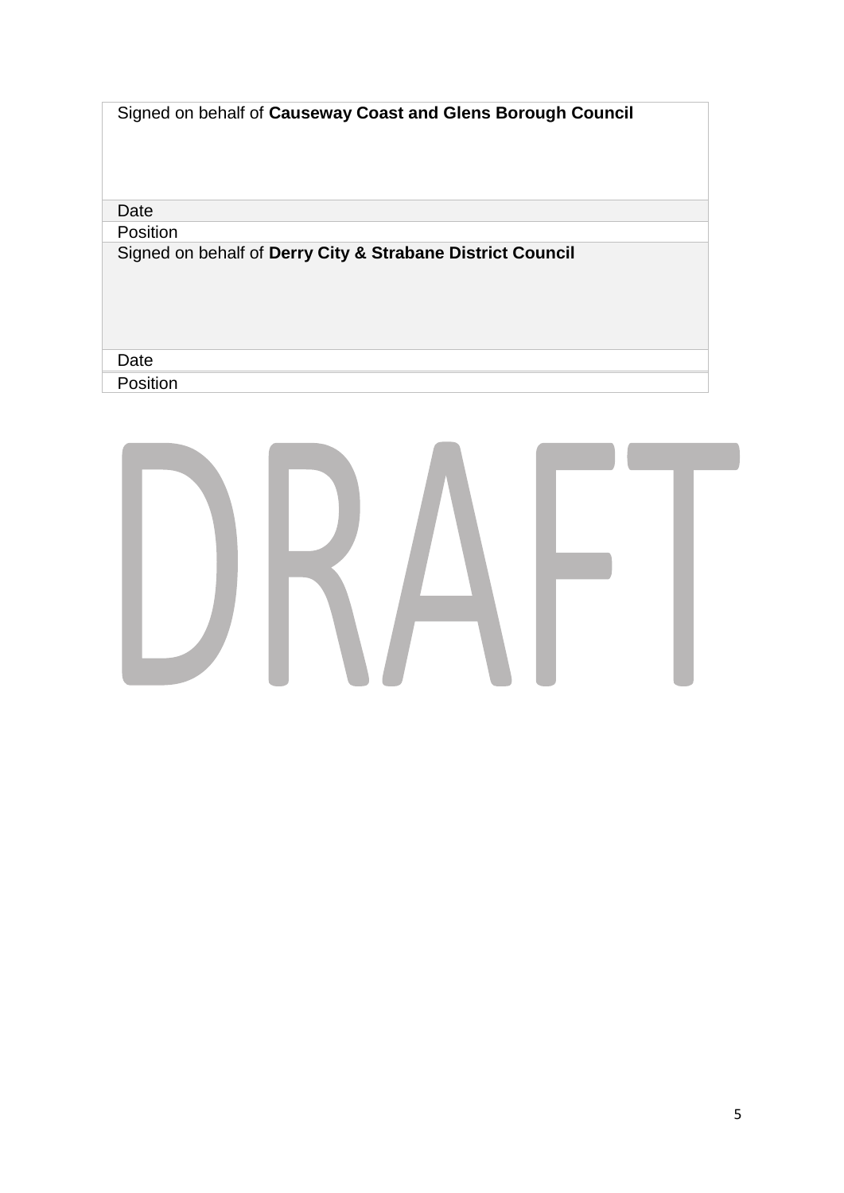| |
|---|
| Signed on behalf of **Causeway Coast and Glens Borough Council** |
| Date |
| Position |
| Signed on behalf of **Derry City & Strabane District Council** |
| Date |
| Position |

DRAFT